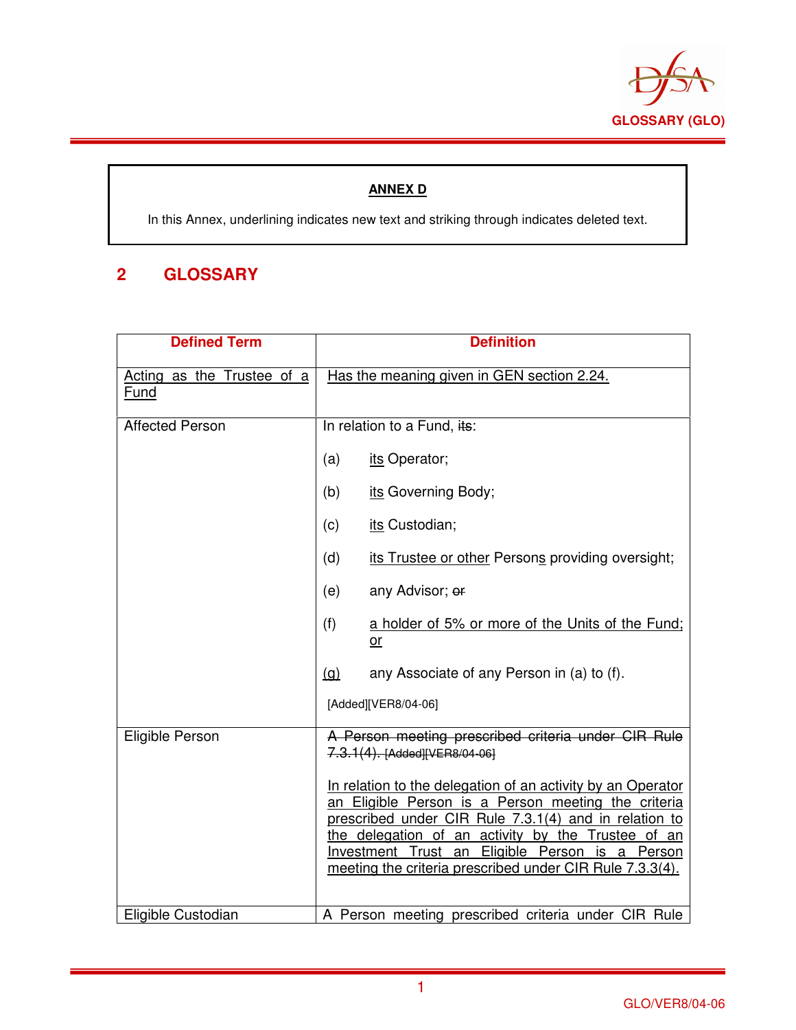**ANNEX D**

In this Annex, underlining indicates new text and striking through indicates deleted text.

## 2 GLOSSARY

| Defined Term | Definition |
|---|---|
| <u>Acting as the Trustee of a Fund</u> | <u>Has the meaning given in GEN section 2.24.</u> |
| Affected Person | In relation to a Fund, ~~its~~:<br><br>(a) <u>its</u> Operator;<br><br>(b) <u>its</u> Governing Body;<br><br>(c) <u>its</u> Custodian;<br><br>(d) <u>its Trustee or other</u> Person<u>s</u> providing oversight;<br><br>(e) any Advisor; ~~or~~<br><br>(f) <u>a holder of 5% or more of the Units of the Fund; or</u><br><br><u>(g)</u> any Associate of any Person in (a) to (f).<br><br>[Added][VER8/04-06] |
| Eligible Person | ~~A Person meeting prescribed criteria under CIR Rule 7.3.1(4). [Added][VER8/04-06]~~<br><br><u>In relation to the delegation of an activity by an Operator an Eligible Person is a Person meeting the criteria prescribed under CIR Rule 7.3.1(4) and in relation to the delegation of an activity by the Trustee of an Investment Trust an Eligible Person is a Person meeting the criteria prescribed under CIR Rule 7.3.3(4).</u> |
| Eligible Custodian | A Person meeting prescribed criteria under CIR Rule |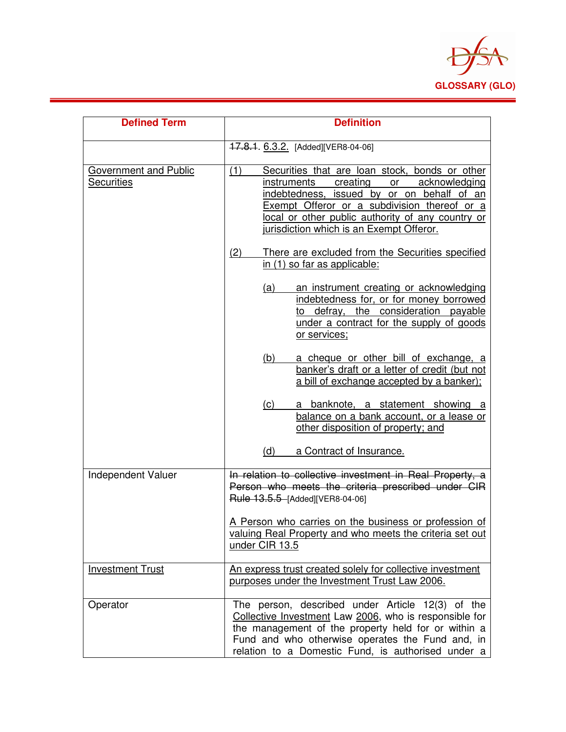| Defined Term | Definition |
|---|---|
| | ~~17.8.1.~~ 6.3.2. [Added][VER8-04-06] |
| Government and Public Securities | (1) Securities that are loan stock, bonds or other instruments creating or acknowledging indebtedness, issued by or on behalf of an Exempt Offeror or a subdivision thereof or a local or other public authority of any country or jurisdiction which is an Exempt Offeror.<br><br>(2) There are excluded from the Securities specified in (1) so far as applicable:<br><br>(a) an instrument creating or acknowledging indebtedness for, or for money borrowed to defray, the consideration payable under a contract for the supply of goods or services;<br><br>(b) a cheque or other bill of exchange, a banker's draft or a letter of credit (but not a bill of exchange accepted by a banker);<br><br>(c) a banknote, a statement showing a balance on a bank account, or a lease or other disposition of property; and<br><br>(d) a Contract of Insurance. |
| Independent Valuer | ~~In relation to collective investment in Real Property, a Person who meets the criteria prescribed under CIR Rule 13.5.5~~ [Added][VER8-04-06]<br><br>A Person who carries on the business or profession of valuing Real Property and who meets the criteria set out under CIR 13.5 |
| Investment Trust | An express trust created solely for collective investment purposes under the Investment Trust Law 2006. |
| Operator | The person, described under Article 12(3) of the Collective Investment Law 2006, who is responsible for the management of the property held for or within a Fund and who otherwise operates the Fund and, in relation to a Domestic Fund, is authorised under a |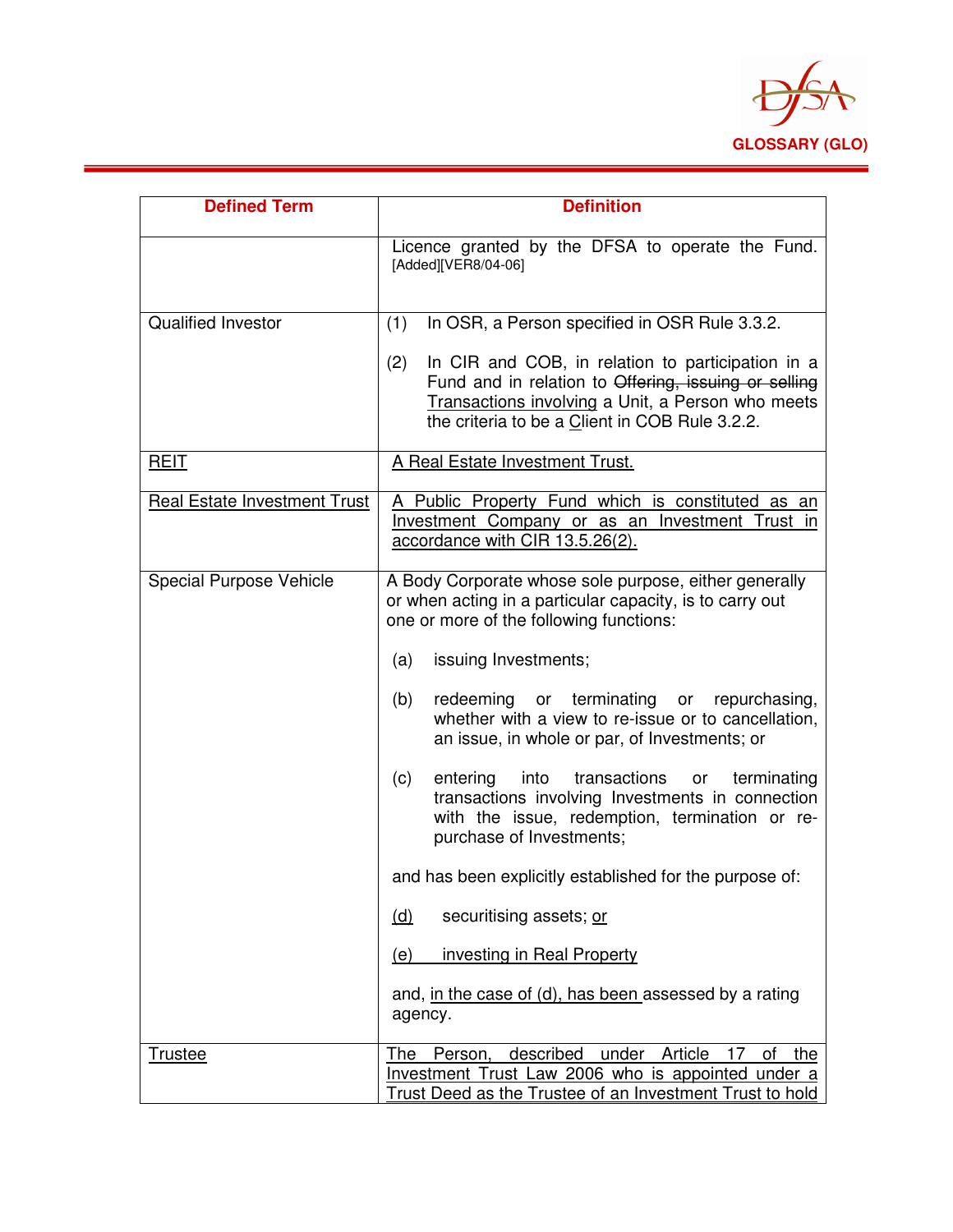| Defined Term | Definition |
|---|---|
| | Licence granted by the DFSA to operate the Fund. [Added][VER8/04-06] |
| Qualified Investor | (1) In OSR, a Person specified in OSR Rule 3.3.2.<br><br>(2) In CIR and COB, in relation to participation in a Fund and in relation to ~~Offering, issuing or selling~~ Transactions involving a Unit, a Person who meets the criteria to be a Client in COB Rule 3.2.2. |
| REIT | A Real Estate Investment Trust. |
| Real Estate Investment Trust | A Public Property Fund which is constituted as an Investment Company or as an Investment Trust in accordance with CIR 13.5.26(2). |
| Special Purpose Vehicle | A Body Corporate whose sole purpose, either generally or when acting in a particular capacity, is to carry out one or more of the following functions:<br><br>(a) issuing Investments;<br><br>(b) redeeming or terminating or repurchasing, whether with a view to re-issue or to cancellation, an issue, in whole or par, of Investments; or<br><br>(c) entering into transactions or terminating transactions involving Investments in connection with the issue, redemption, termination or re-purchase of Investments;<br><br>and has been explicitly established for the purpose of:<br><br>(d) securitising assets; or<br><br>(e) investing in Real Property<br><br>and, in the case of (d), has been assessed by a rating agency. |
| Trustee | The Person, described under Article 17 of the Investment Trust Law 2006 who is appointed under a Trust Deed as the Trustee of an Investment Trust to hold |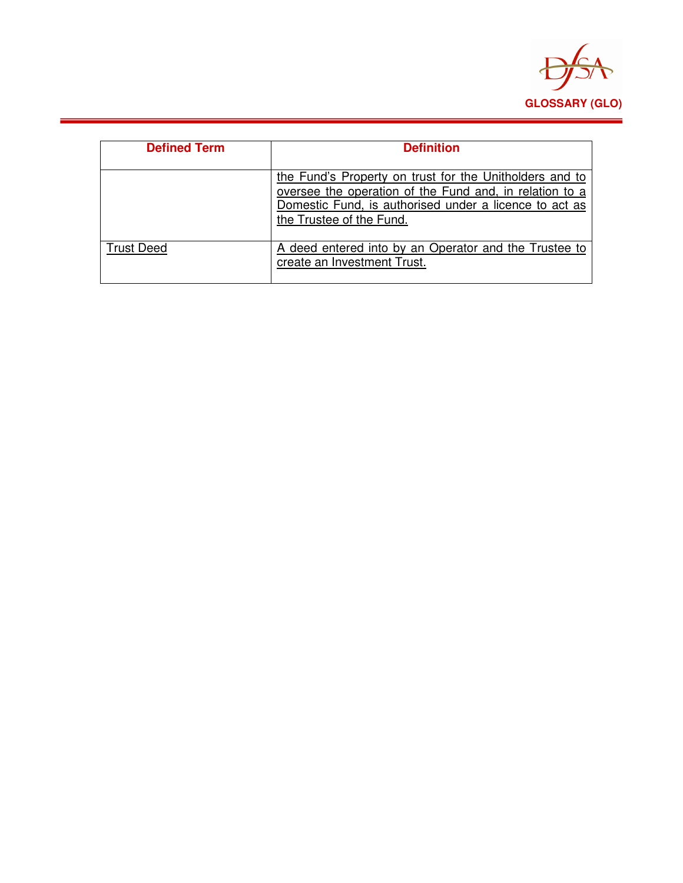| Defined Term | Definition |
| --- | --- |
| | the Fund's Property on trust for the Unitholders and to oversee the operation of the Fund and, in relation to a Domestic Fund, is authorised under a licence to act as the Trustee of the Fund. |
| Trust Deed | A deed entered into by an Operator and the Trustee to create an Investment Trust. |